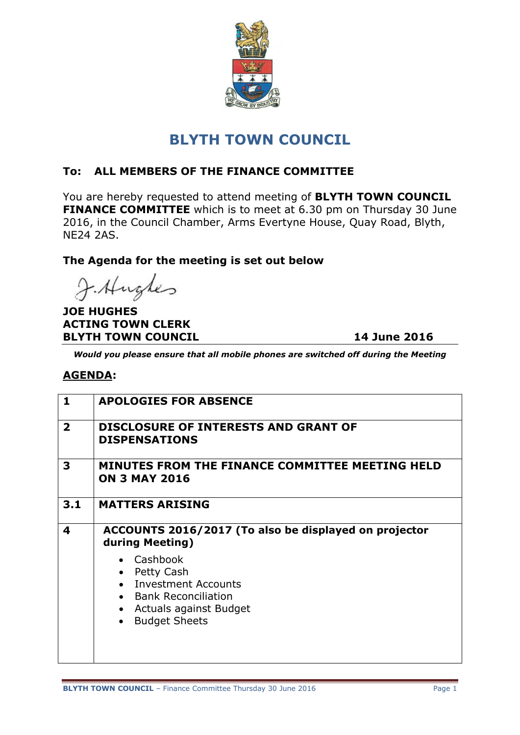# BLYTH TOWN COUNCIL

**To: ALL MEMBERS OF THE FINANCE COMMITTEE**

You are hereby requested to attend meeting of **BLYTH TOWN COUNCIL FINANCE COMMITTEE** which is to meet at 6.30 pm on Thursday 30 June 2016, in the Council Chamber, Arms Evertyne House, Quay Road, Blyth, NE24 2AS.

**The Agenda for the meeting is set out below**

J. Hughes

**JOE HUGHES**
**ACTING TOWN CLERK**
**BLYTH TOWN COUNCIL** **14 June 2016**

***Would you please ensure that all mobile phones are switched off during the Meeting***

## AGENDA:

| | |
|---|---|
| **1** | **APOLOGIES FOR ABSENCE** |
| **2** | **DISCLOSURE OF INTERESTS AND GRANT OF DISPENSATIONS** |
| **3** | **MINUTES FROM THE FINANCE COMMITTEE MEETING HELD ON 3 MAY 2016** |
| **3.1** | **MATTERS ARISING** |
| **4** | **ACCOUNTS 2016/2017 (To also be displayed on projector during Meeting)**<br>• Cashbook<br>• Petty Cash<br>• Investment Accounts<br>• Bank Reconciliation<br>• Actuals against Budget<br>• Budget Sheets |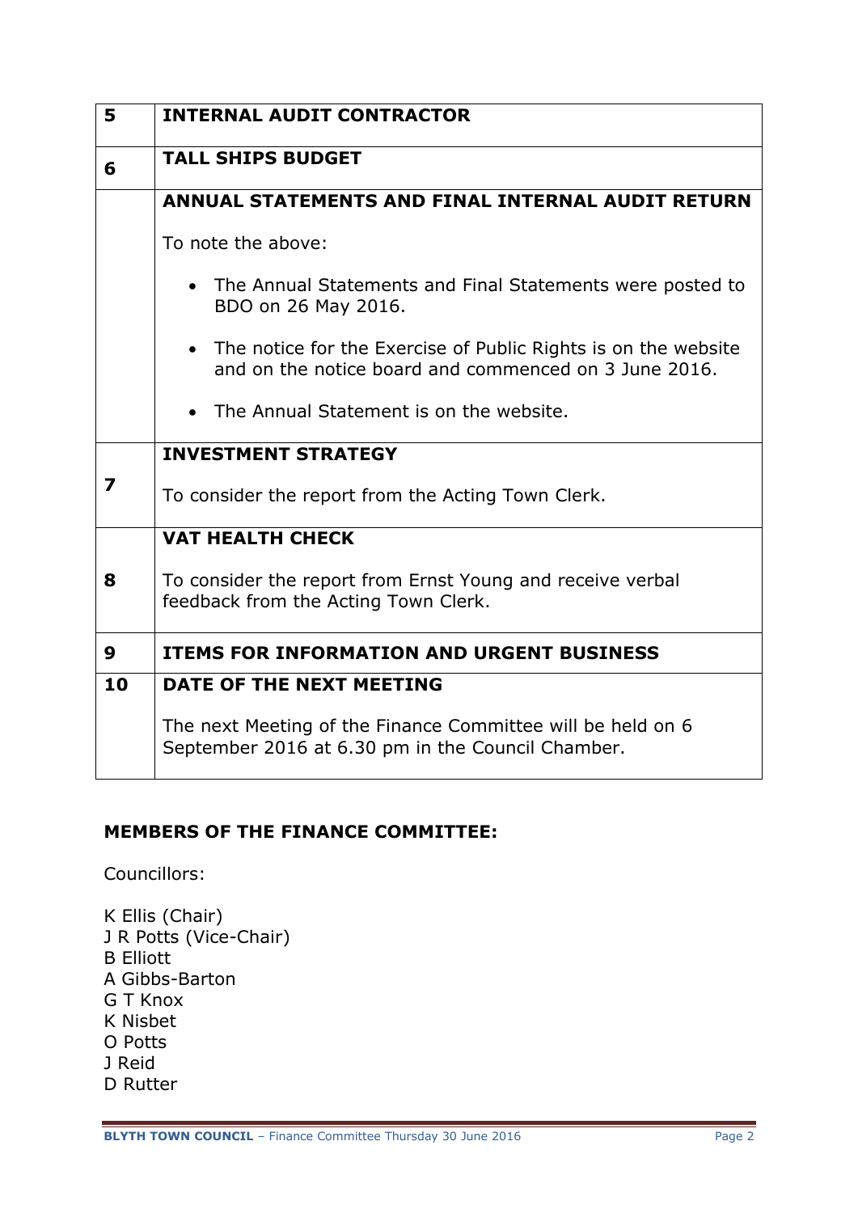| | |
|---|---|
| **5** | **INTERNAL AUDIT CONTRACTOR** |
| **6** | **TALL SHIPS BUDGET** |
| | **ANNUAL STATEMENTS AND FINAL INTERNAL AUDIT RETURN**<br><br>To note the above:<br><br>• The Annual Statements and Final Statements were posted to BDO on 26 May 2016.<br><br>• The notice for the Exercise of Public Rights is on the website and on the notice board and commenced on 3 June 2016.<br><br>• The Annual Statement is on the website. |
| **7** | **INVESTMENT STRATEGY**<br><br>To consider the report from the Acting Town Clerk. |
| **8** | **VAT HEALTH CHECK**<br><br>To consider the report from Ernst Young and receive verbal feedback from the Acting Town Clerk. |
| **9** | **ITEMS FOR INFORMATION AND URGENT BUSINESS** |
| **10** | **DATE OF THE NEXT MEETING**<br><br>The next Meeting of the Finance Committee will be held on 6 September 2016 at 6.30 pm in the Council Chamber. |

**MEMBERS OF THE FINANCE COMMITTEE:**

Councillors:

K Ellis (Chair)
J R Potts (Vice-Chair)
B Elliott
A Gibbs-Barton
G T Knox
K Nisbet
O Potts
J Reid
D Rutter